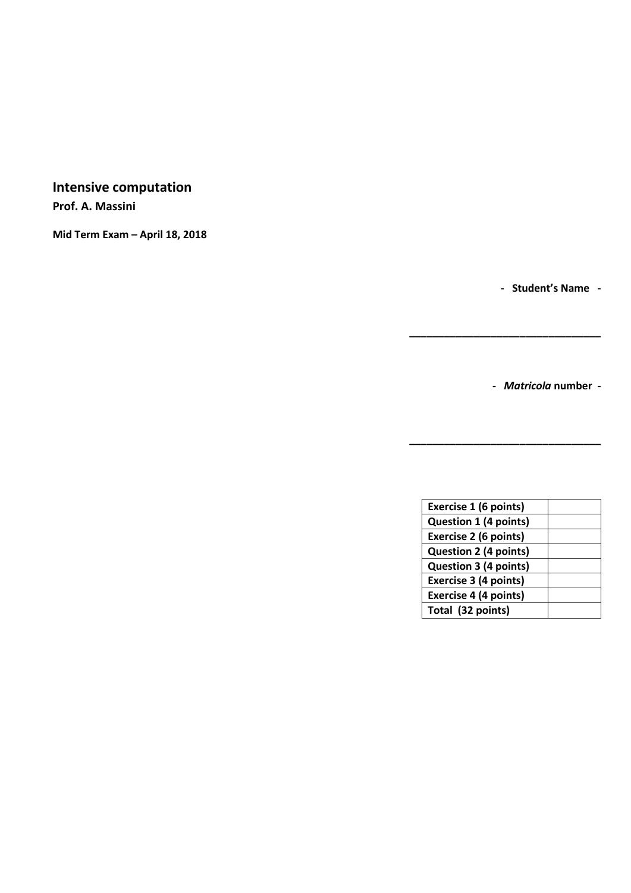# Intensive computation

**Prof. A. Massini**

**Mid Term Exam – April 18, 2018**

**- Student's Name -**

**________________________________**

**-** ***Matricola*** **number -**

**________________________________**

| **Exercise 1 (6 points)** | |
|---|---|
| **Question 1 (4 points)** | |
| **Exercise 2 (6 points)** | |
| **Question 2 (4 points)** | |
| **Question 3 (4 points)** | |
| **Exercise 3 (4 points)** | |
| **Exercise 4 (4 points)** | |
| **Total (32 points)** | |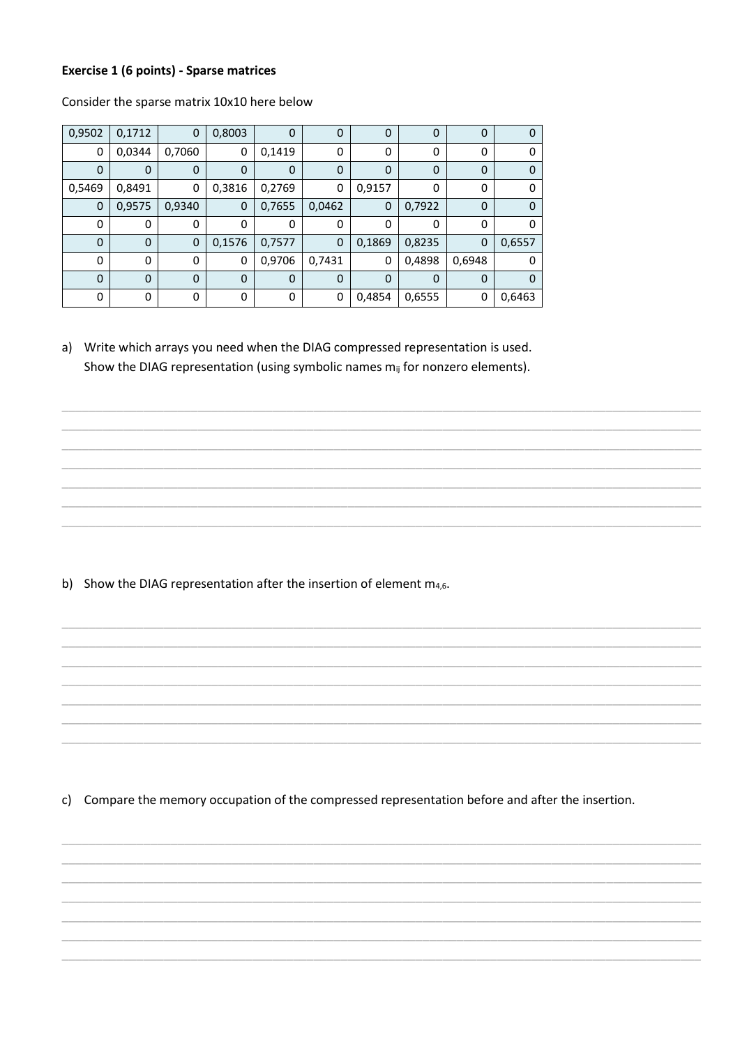**Exercise 1 (6 points) - Sparse matrices**

Consider the sparse matrix 10x10 here below

| | | | | | | | | | |
|---|---|---|---|---|---|---|---|---|---|
| 0,9502 | 0,1712 | 0 | 0,8003 | 0 | 0 | 0 | 0 | 0 | 0 |
| 0 | 0,0344 | 0,7060 | 0 | 0,1419 | 0 | 0 | 0 | 0 | 0 |
| 0 | 0 | 0 | 0 | 0 | 0 | 0 | 0 | 0 | 0 |
| 0,5469 | 0,8491 | 0 | 0,3816 | 0,2769 | 0 | 0,9157 | 0 | 0 | 0 |
| 0 | 0,9575 | 0,9340 | 0 | 0,7655 | 0,0462 | 0 | 0,7922 | 0 | 0 |
| 0 | 0 | 0 | 0 | 0 | 0 | 0 | 0 | 0 | 0 |
| 0 | 0 | 0 | 0,1576 | 0,7577 | 0 | 0,1869 | 0,8235 | 0 | 0,6557 |
| 0 | 0 | 0 | 0 | 0,9706 | 0,7431 | 0 | 0,4898 | 0,6948 | 0 |
| 0 | 0 | 0 | 0 | 0 | 0 | 0 | 0 | 0 | 0 |
| 0 | 0 | 0 | 0 | 0 | 0 | 0,4854 | 0,6555 | 0 | 0,6463 |

a) Write which arrays you need when the DIAG compressed representation is used. Show the DIAG representation (using symbolic names $m_{ij}$ for nonzero elements).

b) Show the DIAG representation after the insertion of element $m_{4,6}$.

c) Compare the memory occupation of the compressed representation before and after the insertion.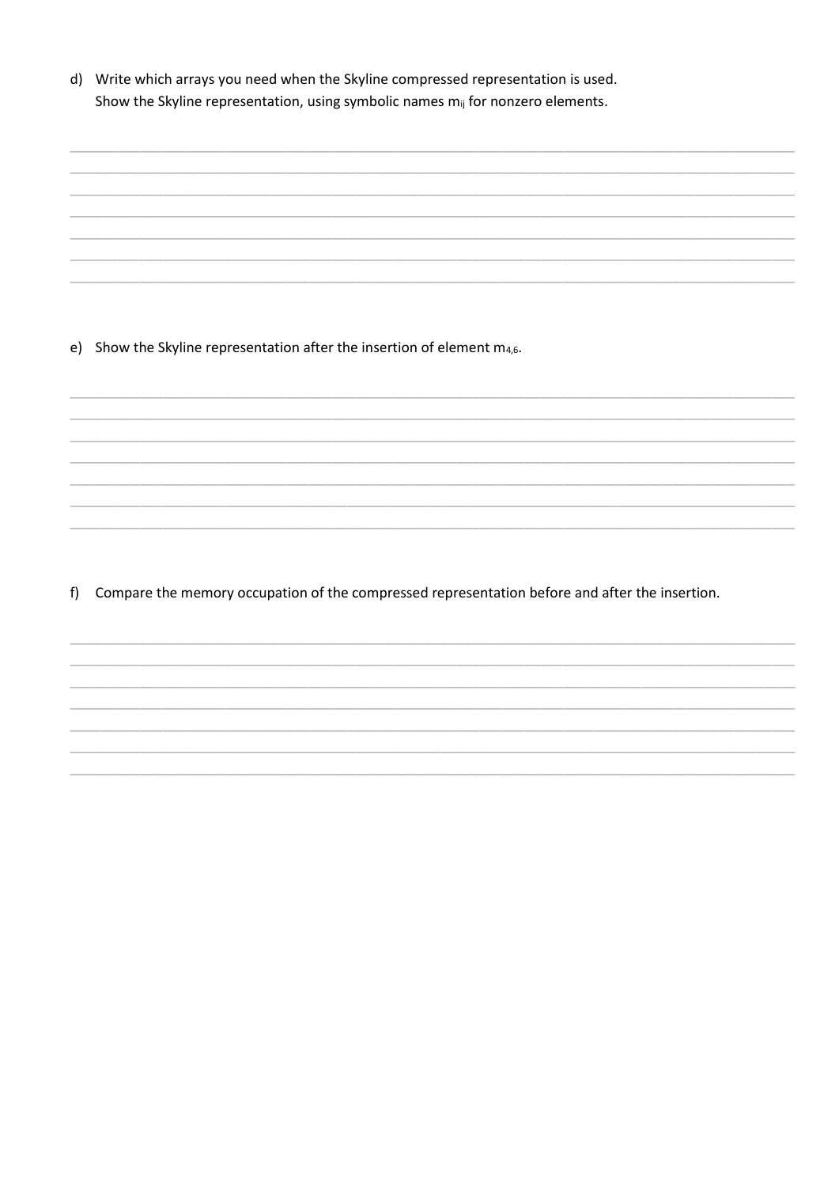d) Write which arrays you need when the Skyline compressed representation is used.
Show the Skyline representation, using symbolic names $m_{ij}$ for nonzero elements.

e) Show the Skyline representation after the insertion of element $m_{4,6}$.

f) Compare the memory occupation of the compressed representation before and after the insertion.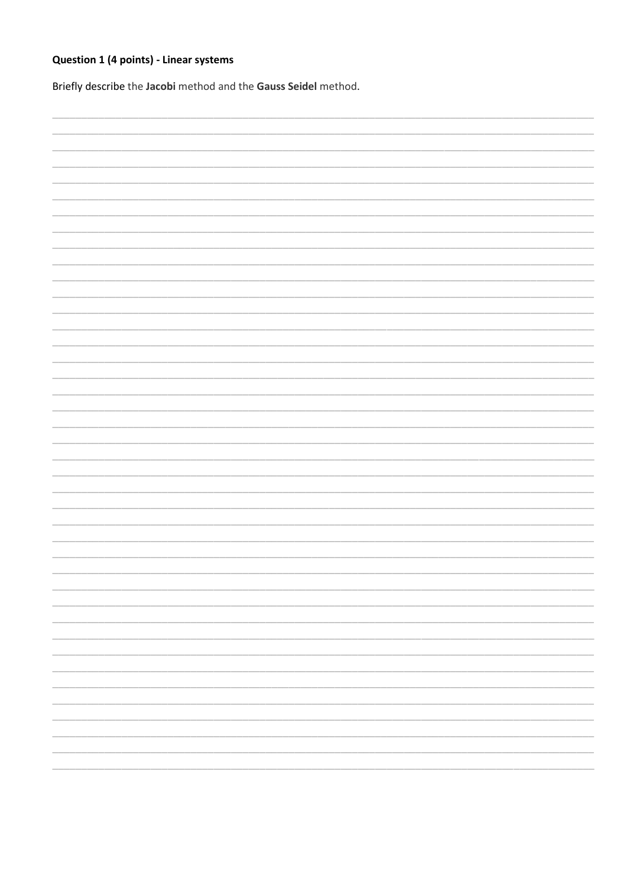**Question 1 (4 points) - Linear systems**

Briefly describe the **Jacobi** method and the **Gauss Seidel** method.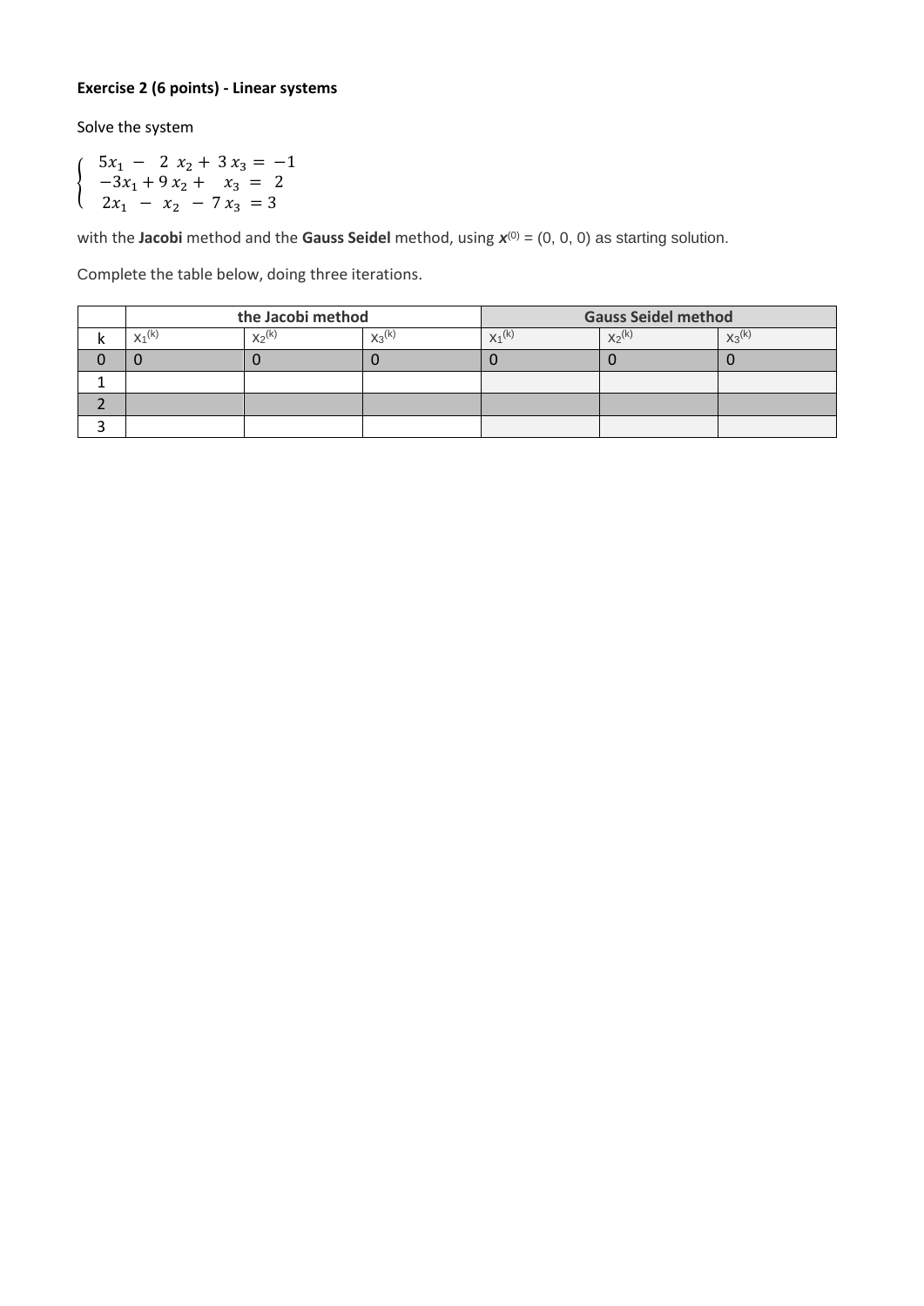**Exercise 2 (6 points) - Linear systems**

Solve the system

$$\begin{cases} 5x_1 - 2x_2 + 3x_3 = -1 \\ -3x_1 + 9x_2 + x_3 = 2 \\ 2x_1 - x_2 - 7x_3 = 3 \end{cases}$$

with the **Jacobi** method and the **Gauss Seidel** method, using $\boldsymbol{x}^{(0)} = (0, 0, 0)$ as starting solution.

Complete the table below, doing three iterations.

| | **the Jacobi method** | | | **Gauss Seidel method** | | |
|---|---|---|---|---|---|---|
| k | $x_1^{(k)}$ | $x_2^{(k)}$ | $x_3^{(k)}$ | $x_1^{(k)}$ | $x_2^{(k)}$ | $x_3^{(k)}$ |
| 0 | 0 | 0 | 0 | 0 | 0 | 0 |
| 1 | | | | | | |
| 2 | | | | | | |
| 3 | | | | | | |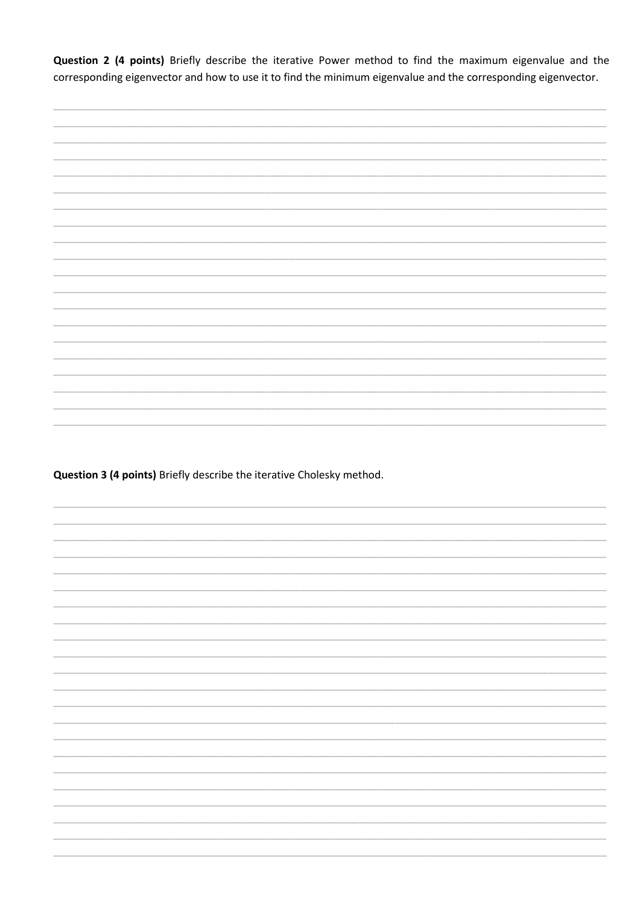**Question 2 (4 points)** Briefly describe the iterative Power method to find the maximum eigenvalue and the corresponding eigenvector and how to use it to find the minimum eigenvalue and the corresponding eigenvector.

**Question 3 (4 points)** Briefly describe the iterative Cholesky method.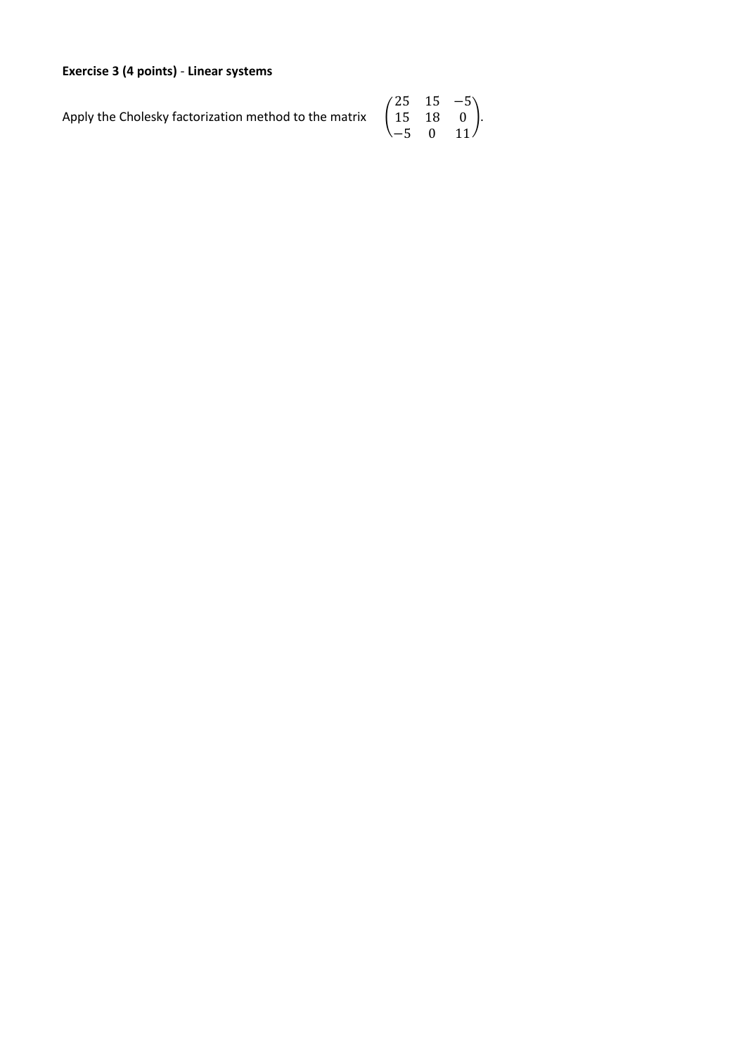**Exercise 3 (4 points)** - **Linear systems**

Apply the Cholesky factorization method to the matrix $\begin{pmatrix} 25 & 15 & -5 \\ 15 & 18 & 0 \\ -5 & 0 & 11 \end{pmatrix}$.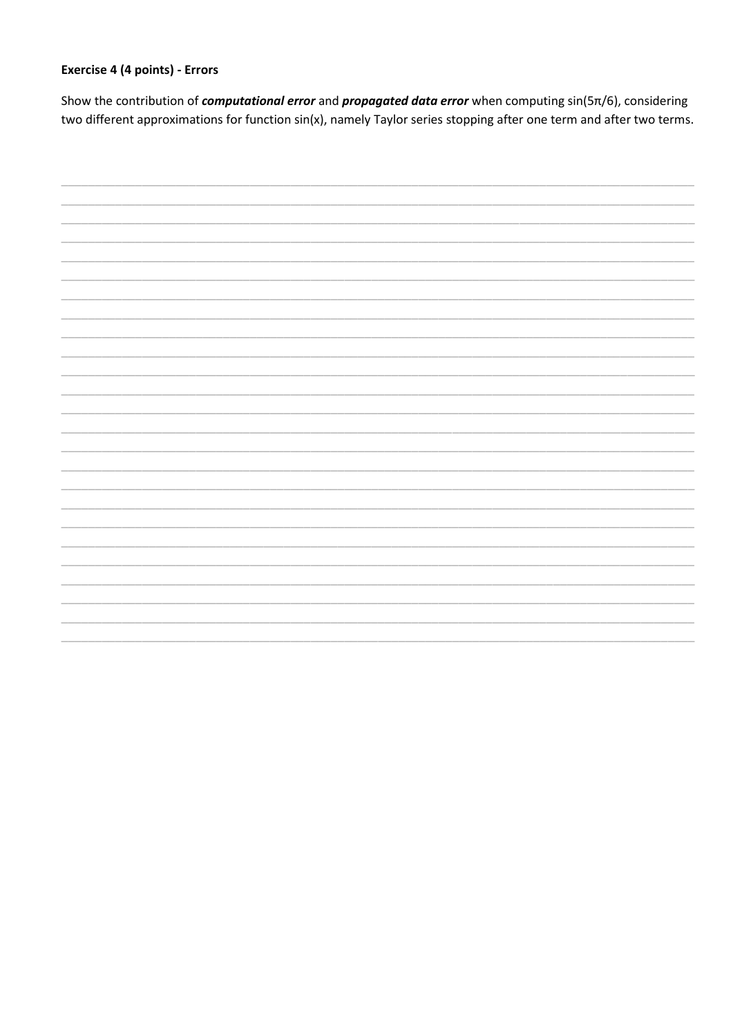**Exercise 4 (4 points) - Errors**

Show the contribution of ***computational error*** and ***propagated data error*** when computing sin(5π/6), considering two different approximations for function sin(x), namely Taylor series stopping after one term and after two terms.